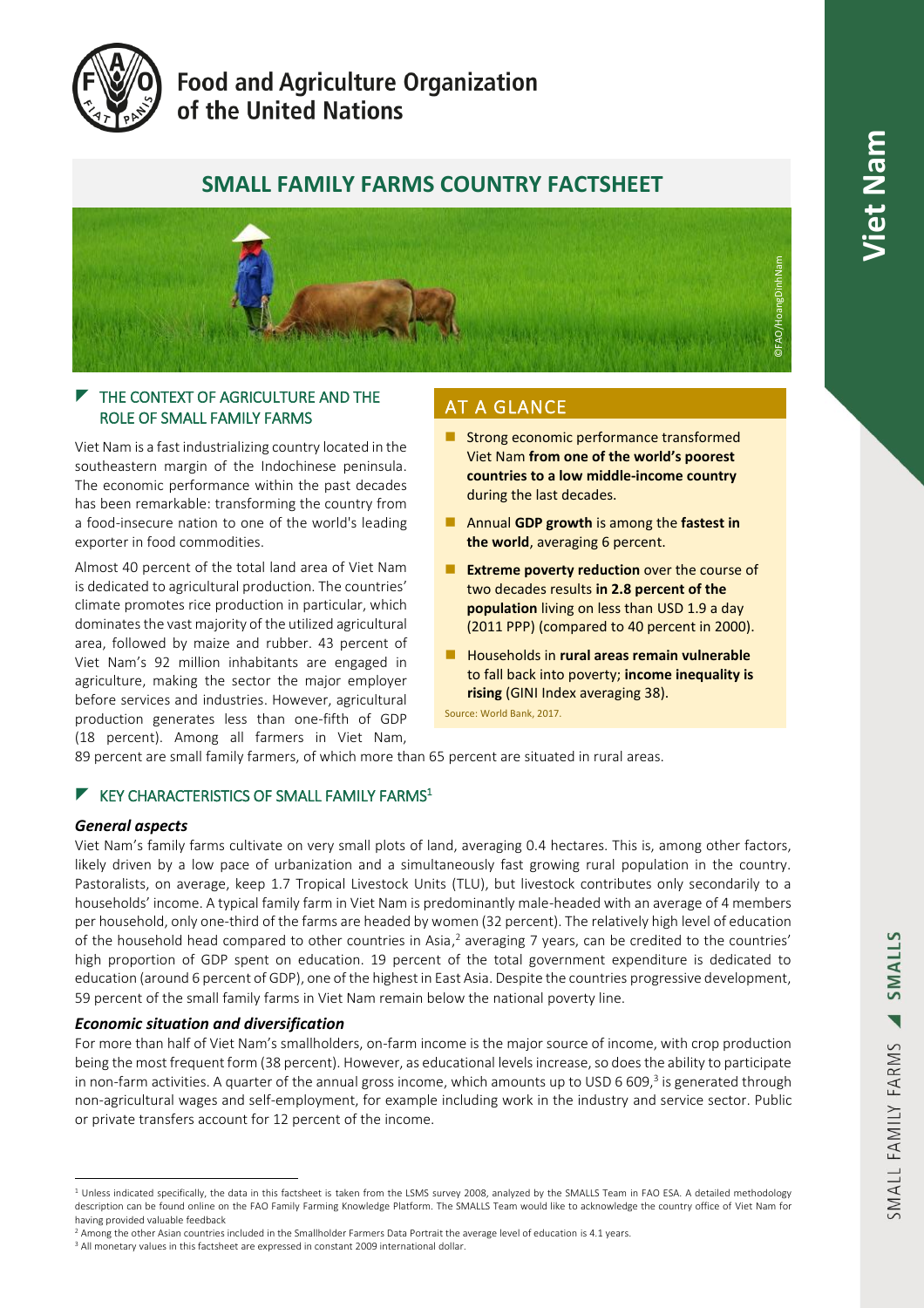Food and Agriculture Organization of the United Nations

# SMALL FAMILY FARMS COUNTRY FACTSHEET

©FAO/HoangDinhNam

Viet Nam

## THE CONTEXT OF AGRICULTURE AND THE ROLE OF SMALL FAMILY FARMS

Viet Nam is a fast industrializing country located in the southeastern margin of the Indochinese peninsula. The economic performance within the past decades has been remarkable: transforming the country from a food-insecure nation to one of the world's leading exporter in food commodities.

Almost 40 percent of the total land area of Viet Nam is dedicated to agricultural production. The countries' climate promotes rice production in particular, which dominates the vast majority of the utilized agricultural area, followed by maize and rubber. 43 percent of Viet Nam's 92 million inhabitants are engaged in agriculture, making the sector the major employer before services and industries. However, agricultural production generates less than one-fifth of GDP (18 percent). Among all farmers in Viet Nam, 89 percent are small family farmers, of which more than 65 percent are situated in rural areas.

## AT A GLANCE

- Strong economic performance transformed Viet Nam **from one of the world's poorest countries to a low middle-income country** during the last decades.
- Annual **GDP growth** is among the **fastest in the world**, averaging 6 percent.
- **Extreme poverty reduction** over the course of two decades results **in 2.8 percent of the population** living on less than USD 1.9 a day (2011 PPP) (compared to 40 percent in 2000).
- Households in **rural areas remain vulnerable** to fall back into poverty; **income inequality is rising** (GINI Index averaging 38).

Source: World Bank, 2017.

## KEY CHARACTERISTICS OF SMALL FAMILY FARMS[1]

### *General aspects*

Viet Nam's family farms cultivate on very small plots of land, averaging 0.4 hectares. This is, among other factors, likely driven by a low pace of urbanization and a simultaneously fast growing rural population in the country. Pastoralists, on average, keep 1.7 Tropical Livestock Units (TLU), but livestock contributes only secondarily to a households' income. A typical family farm in Viet Nam is predominantly male-headed with an average of 4 members per household, only one-third of the farms are headed by women (32 percent). The relatively high level of education of the household head compared to other countries in Asia,[2] averaging 7 years, can be credited to the countries' high proportion of GDP spent on education. 19 percent of the total government expenditure is dedicated to education (around 6 percent of GDP), one of the highest in East Asia. Despite the countries progressive development, 59 percent of the small family farms in Viet Nam remain below the national poverty line.

### *Economic situation and diversification*

For more than half of Viet Nam's smallholders, on-farm income is the major source of income, with crop production being the most frequent form (38 percent). However, as educational levels increase, so does the ability to participate in non-farm activities. A quarter of the annual gross income, which amounts up to USD 6 609,[3] is generated through non-agricultural wages and self-employment, for example including work in the industry and service sector. Public or private transfers account for 12 percent of the income.

---

[1] Unless indicated specifically, the data in this factsheet is taken from the LSMS survey 2008, analyzed by the SMALLS Team in FAO ESA. A detailed methodology description can be found online on the FAO Family Farming Knowledge Platform. The SMALLS Team would like to acknowledge the country office of Viet Nam for having provided valuable feedback

[2] Among the other Asian countries included in the Smallholder Farmers Data Portrait the average level of education is 4.1 years.

[3] All monetary values in this factsheet are expressed in constant 2009 international dollar.

SMALL FAMILY FARMS ◢ SMALLS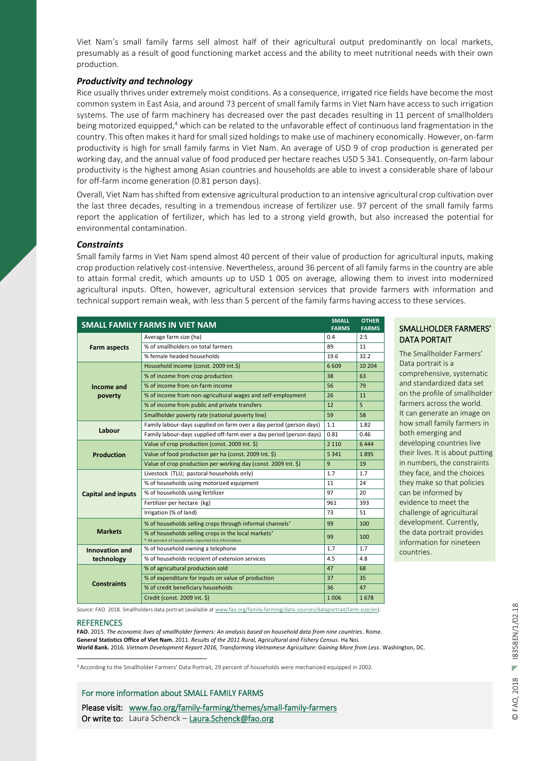Viet Nam's small family farms sell almost half of their agricultural output predominantly on local markets, presumably as a result of good functioning market access and the ability to meet nutritional needs with their own production.

### *Productivity and technology*

Rice usually thrives under extremely moist conditions. As a consequence, irrigated rice fields have become the most common system in East Asia, and around 73 percent of small family farms in Viet Nam have access to such irrigation systems. The use of farm machinery has decreased over the past decades resulting in 11 percent of smallholders being motorized equipped,[4] which can be related to the unfavorable effect of continuous land fragmentation in the country. This often makes it hard for small sized holdings to make use of machinery economically. However, on-farm productivity is high for small family farms in Viet Nam. An average of USD 9 of crop production is generated per working day, and the annual value of food produced per hectare reaches USD 5 341. Consequently, on-farm labour productivity is the highest among Asian countries and households are able to invest a considerable share of labour for off-farm income generation (0.81 person days).

Overall, Viet Nam has shifted from extensive agricultural production to an intensive agricultural crop cultivation over the last three decades, resulting in a tremendous increase of fertilizer use. 97 percent of the small family farms report the application of fertilizer, which has led to a strong yield growth, but also increased the potential for environmental contamination.

### *Constraints*

Small family farms in Viet Nam spend almost 40 percent of their value of production for agricultural inputs, making crop production relatively cost-intensive. Nevertheless, around 36 percent of all family farms in the country are able to attain formal credit, which amounts up to USD 1 005 on average, allowing them to invest into modernized agricultural inputs. Often, however, agricultural extension services that provide farmers with information and technical support remain weak, with less than 5 percent of the family farms having access to these services.

| SMALL FAMILY FARMS IN VIET NAM | | SMALL FARMS | OTHER FARMS |
|---|---|---|---|
| **Farm aspects** | Average farm size (ha) | 0.4 | 2.5 |
| | % of smallholders on total farmers | 89 | 11 |
| | % female headed households | 19.6 | 32.2 |
| **Income and poverty** | Household income (const. 2009 Int.$) | 6 609 | 10 204 |
| | % of income from crop production | 38 | 63 |
| | % of income from on-farm income | 56 | 79 |
| | % of income from non-agricultural wages and self-employment | 26 | 11 |
| | % of income from public and private transfers | 12 | 5 |
| | Smallholder poverty rate (national poverty line) | 59 | 58 |
| **Labour** | Family labour-days supplied on farm over a day period (person days) | 1.1 | 1.82 |
| | Family labour-days supplied off-farm over a day period (person days) | 0.81 | 0.46 |
| **Production** | Value of crop production (const. 2009 Int. $) | 2 110 | 6 444 |
| | Value of food production per ha (const. 2009 Int. $) | 5 341 | 1 895 |
| | Value of crop production per working day (const. 2009 Int. $) | 9 | 19 |
| **Capital and inputs** | Livestock (TLU; pastoral households only) | 1.7 | 1.7 |
| | % of households using motorized equipment | 11 | 24 |
| | % of households using fertilizer | 97 | 20 |
| | Fertilizer per hectare (kg) | 961 | 393 |
| | Irrigation (% of land) | 73 | 51 |
| **Markets** | % of households selling crops through informal channels* | 99 | 100 |
| | % of households selling crops in the local markets* <br> * 48 percent of households reported this information | 99 | 100 |
| **Innovation and technology** | % of household owning a telephone | 1.7 | 1.7 |
| | % of households recipient of extension services | 4.5 | 4.8 |
| **Constraints** | % of agricultural production sold | 47 | 68 |
| | % of expenditure for inputs on value of production | 37 | 35 |
| | % of credit beneficiary households | 36 | 47 |
| | Credit (const. 2009 Int. $) | 1 006 | 1 678 |

*Source:* FAO. 2018. Smallholders data portrait (available at www.fao.org/family-farming/data-sources/dataportrait/farm-size/en).

#### SMALLHOLDER FARMERS' DATA PORTAIT

The Smallholder Farmers' Data portrait is a comprehensive, systematic and standardized data set on the profile of smallholder farmers across the world. It can generate an image on how small family farmers in both emerging and developing countries live their lives. It is about putting in numbers, the constraints they face, and the choices they make so that policies can be informed by evidence to meet the challenge of agricultural development. Currently, the data portrait provides information for nineteen countries.

## REFERENCES

**FAO.** 2015. *The economic lives of smallholder farmers: An analysis based on household data from nine countries*. Rome.
**General Statistics Office of Viet Nam.** 2011. *Results of the 2011 Rural, Agricultural and Fishery Census*. Ha Noi.
**World Bank.** 2016. *Vietnam Development Report 2016, Transforming Vietnamese Agriculture: Gaining More from Less*. Washington, DC.

[4] According to the Smallholder Farmers' Data Portrait, 29 percent of households were mechanized equipped in 2002.

For more information about SMALL FAMILY FARMS

Please visit: www.fao.org/family-farming/themes/small-family-farmers
Or write to: Laura Schenck – Laura.Schenck@fao.org

© FAO, 2018 I8358EN/1/02.18